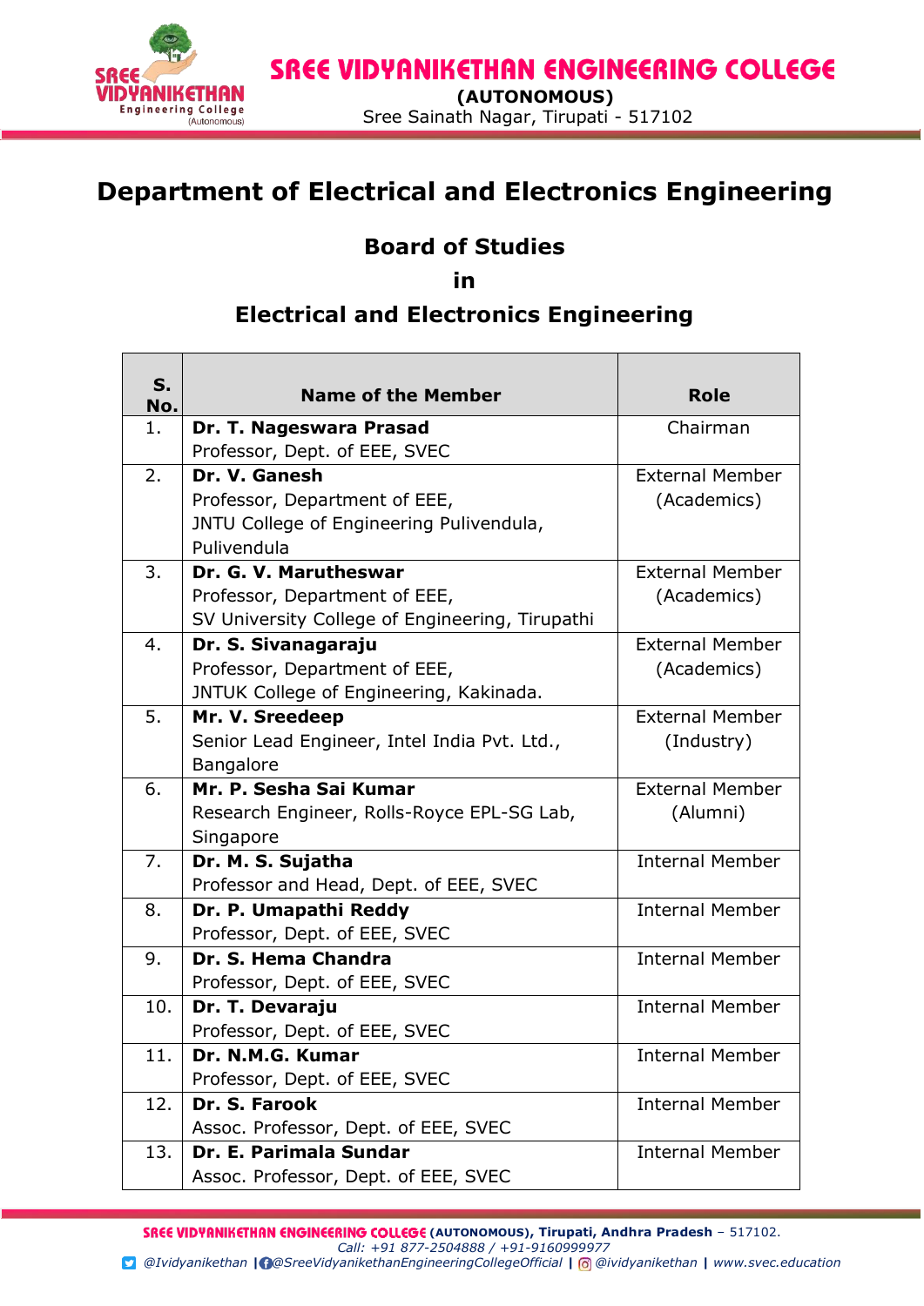# Department of Electrical and Electronics Engineering

## Board of Studies
## in
## Electrical and Electronics Engineering

| S. No. | Name of the Member | Role |
|---|---|---|
| 1. | **Dr. T. Nageswara Prasad**<br>Professor, Dept. of EEE, SVEC | Chairman |
| 2. | **Dr. V. Ganesh**<br>Professor, Department of EEE,<br>JNTU College of Engineering Pulivendula, Pulivendula | External Member (Academics) |
| 3. | **Dr. G. V. Marutheswar**<br>Professor, Department of EEE,<br>SV University College of Engineering, Tirupathi | External Member (Academics) |
| 4. | **Dr. S. Sivanagaraju**<br>Professor, Department of EEE,<br>JNTUK College of Engineering, Kakinada. | External Member (Academics) |
| 5. | **Mr. V. Sreedeep**<br>Senior Lead Engineer, Intel India Pvt. Ltd., Bangalore | External Member (Industry) |
| 6. | **Mr. P. Sesha Sai Kumar**<br>Research Engineer, Rolls-Royce EPL-SG Lab, Singapore | External Member (Alumni) |
| 7. | **Dr. M. S. Sujatha**<br>Professor and Head, Dept. of EEE, SVEC | Internal Member |
| 8. | **Dr. P. Umapathi Reddy**<br>Professor, Dept. of EEE, SVEC | Internal Member |
| 9. | **Dr. S. Hema Chandra**<br>Professor, Dept. of EEE, SVEC | Internal Member |
| 10. | **Dr. T. Devaraju**<br>Professor, Dept. of EEE, SVEC | Internal Member |
| 11. | **Dr. N.M.G. Kumar**<br>Professor, Dept. of EEE, SVEC | Internal Member |
| 12. | **Dr. S. Farook**<br>Assoc. Professor, Dept. of EEE, SVEC | Internal Member |
| 13. | **Dr. E. Parimala Sundar**<br>Assoc. Professor, Dept. of EEE, SVEC | Internal Member |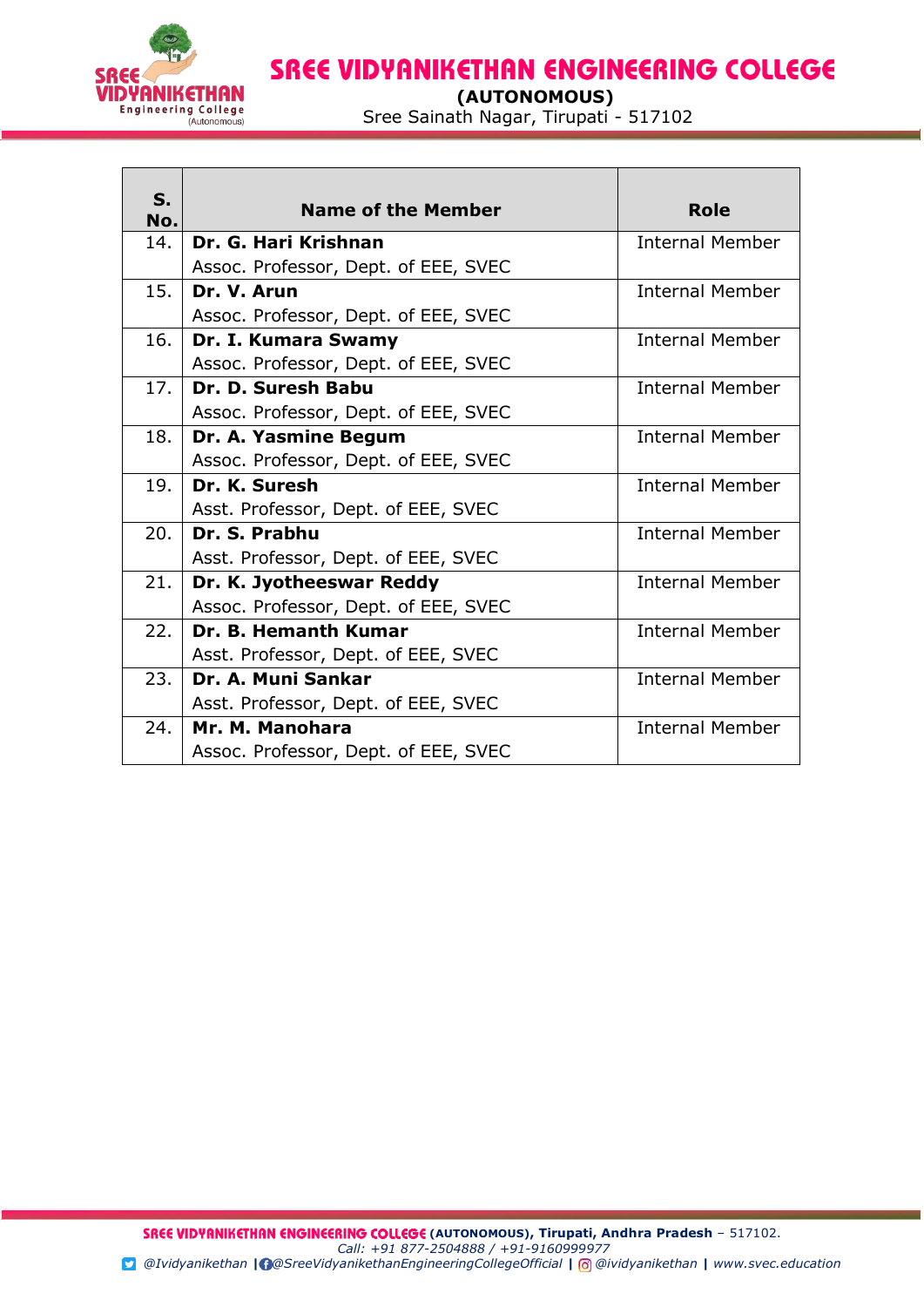| S. No. | Name of the Member | Role |
|---|---|---|
| 14. | **Dr. G. Hari Krishnan**<br>Assoc. Professor, Dept. of EEE, SVEC | Internal Member |
| 15. | **Dr. V. Arun**<br>Assoc. Professor, Dept. of EEE, SVEC | Internal Member |
| 16. | **Dr. I. Kumara Swamy**<br>Assoc. Professor, Dept. of EEE, SVEC | Internal Member |
| 17. | **Dr. D. Suresh Babu**<br>Assoc. Professor, Dept. of EEE, SVEC | Internal Member |
| 18. | **Dr. A. Yasmine Begum**<br>Assoc. Professor, Dept. of EEE, SVEC | Internal Member |
| 19. | **Dr. K. Suresh**<br>Asst. Professor, Dept. of EEE, SVEC | Internal Member |
| 20. | **Dr. S. Prabhu**<br>Asst. Professor, Dept. of EEE, SVEC | Internal Member |
| 21. | **Dr. K. Jyotheeswar Reddy**<br>Assoc. Professor, Dept. of EEE, SVEC | Internal Member |
| 22. | **Dr. B. Hemanth Kumar**<br>Asst. Professor, Dept. of EEE, SVEC | Internal Member |
| 23. | **Dr. A. Muni Sankar**<br>Asst. Professor, Dept. of EEE, SVEC | Internal Member |
| 24. | **Mr. M. Manohara**<br>Assoc. Professor, Dept. of EEE, SVEC | Internal Member |